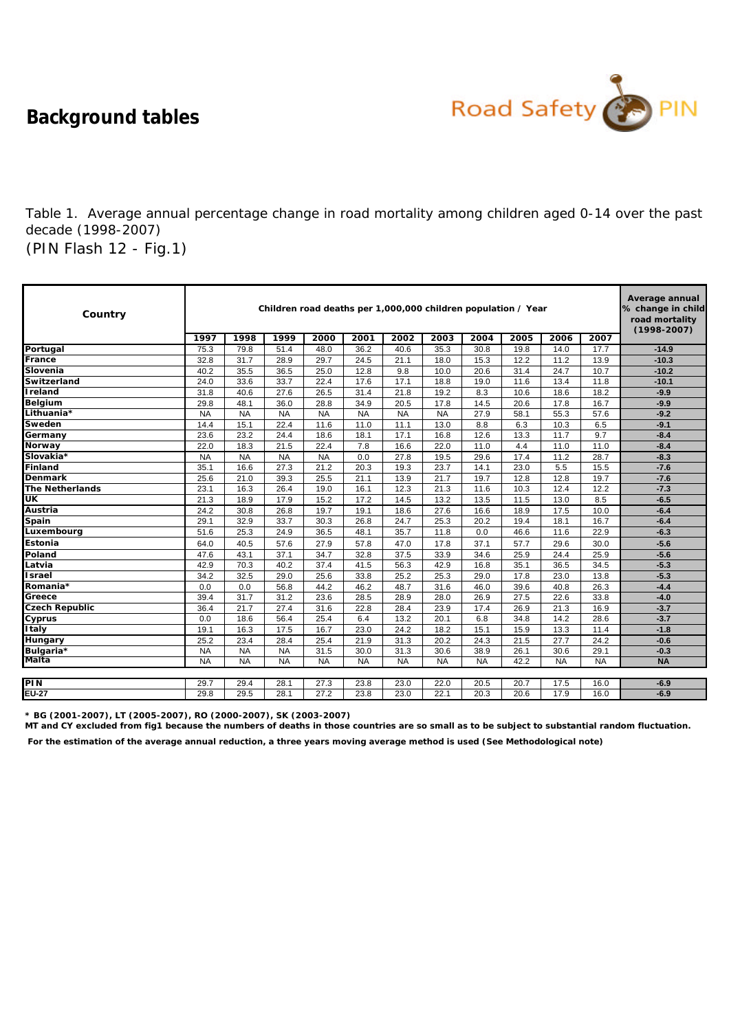# Background tables

Table 1. Average annual percentage change in road mortality among children aged 0-14 over the past decade (1998-2007)
(PIN Flash 12 - Fig.1)

| Country | Children road deaths per 1,000,000 children population / Year | | | | | | | | | | | Average annual % change in child road mortality (1998-2007) |
|---|---|---|---|---|---|---|---|---|---|---|---|---|
| | 1997 | 1998 | 1999 | 2000 | 2001 | 2002 | 2003 | 2004 | 2005 | 2006 | 2007 | |
| Portugal | 75.3 | 79.8 | 51.4 | 48.0 | 36.2 | 40.6 | 35.3 | 30.8 | 19.8 | 14.0 | 17.7 | -14.9 |
| France | 32.8 | 31.7 | 28.9 | 29.7 | 24.5 | 21.1 | 18.0 | 15.3 | 12.2 | 11.2 | 13.9 | -10.3 |
| Slovenia | 40.2 | 35.5 | 36.5 | 25.0 | 12.8 | 9.8 | 10.0 | 20.6 | 31.4 | 24.7 | 10.7 | -10.2 |
| Switzerland | 24.0 | 33.6 | 33.7 | 22.4 | 17.6 | 17.1 | 18.8 | 19.0 | 11.6 | 13.4 | 11.8 | -10.1 |
| Ireland | 31.8 | 40.6 | 27.6 | 26.5 | 31.4 | 21.8 | 19.2 | 8.3 | 10.6 | 18.6 | 18.2 | -9.9 |
| Belgium | 29.8 | 48.1 | 36.0 | 28.8 | 34.9 | 20.5 | 17.8 | 14.5 | 20.6 | 17.8 | 16.7 | -9.9 |
| Lithuania* | NA | NA | NA | NA | NA | NA | NA | 27.9 | 58.1 | 55.3 | 57.6 | -9.2 |
| Sweden | 14.4 | 15.1 | 22.4 | 11.6 | 11.0 | 11.1 | 13.0 | 8.8 | 6.3 | 10.3 | 6.5 | -9.1 |
| Germany | 23.6 | 23.2 | 24.4 | 18.6 | 18.1 | 17.1 | 16.8 | 12.6 | 13.3 | 11.7 | 9.7 | -8.4 |
| Norway | 22.0 | 18.3 | 21.5 | 22.4 | 7.8 | 16.6 | 22.0 | 11.0 | 4.4 | 11.0 | 11.0 | -8.4 |
| Slovakia* | NA | NA | NA | NA | 0.0 | 27.8 | 19.5 | 29.6 | 17.4 | 11.2 | 28.7 | -8.3 |
| Finland | 35.1 | 16.6 | 27.3 | 21.2 | 20.3 | 19.3 | 23.7 | 14.1 | 23.0 | 5.5 | 15.5 | -7.6 |
| Denmark | 25.6 | 21.0 | 39.3 | 25.5 | 21.1 | 13.9 | 21.7 | 19.7 | 12.8 | 12.8 | 19.7 | -7.6 |
| The Netherlands | 23.1 | 16.3 | 26.4 | 19.0 | 16.1 | 12.3 | 21.3 | 11.6 | 10.3 | 12.4 | 12.2 | -7.3 |
| UK | 21.3 | 18.9 | 17.9 | 15.2 | 17.2 | 14.5 | 13.2 | 13.5 | 11.5 | 13.0 | 8.5 | -6.5 |
| Austria | 24.2 | 30.8 | 26.8 | 19.7 | 19.1 | 18.6 | 27.6 | 16.6 | 18.9 | 17.5 | 10.0 | -6.4 |
| Spain | 29.1 | 32.9 | 33.7 | 30.3 | 26.8 | 24.7 | 25.3 | 20.2 | 19.4 | 18.1 | 16.7 | -6.4 |
| Luxembourg | 51.6 | 25.3 | 24.9 | 36.5 | 48.1 | 35.7 | 11.8 | 0.0 | 46.6 | 11.6 | 22.9 | -6.3 |
| Estonia | 64.0 | 40.5 | 57.6 | 27.9 | 57.8 | 47.0 | 17.8 | 37.1 | 57.7 | 29.6 | 30.0 | -5.6 |
| Poland | 47.6 | 43.1 | 37.1 | 34.7 | 32.8 | 37.5 | 33.9 | 34.6 | 25.9 | 24.4 | 25.9 | -5.6 |
| Latvia | 42.9 | 70.3 | 40.2 | 37.4 | 41.5 | 56.3 | 42.9 | 16.8 | 35.1 | 36.5 | 34.5 | -5.3 |
| Israel | 34.2 | 32.5 | 29.0 | 25.6 | 33.8 | 25.2 | 25.3 | 29.0 | 17.8 | 23.0 | 13.8 | -5.3 |
| Romania* | 0.0 | 0.0 | 56.8 | 44.2 | 46.2 | 48.7 | 31.6 | 46.0 | 39.6 | 40.8 | 26.3 | -4.4 |
| Greece | 39.4 | 31.7 | 31.2 | 23.6 | 28.5 | 28.9 | 28.0 | 26.9 | 27.5 | 22.6 | 33.8 | -4.0 |
| Czech Republic | 36.4 | 21.7 | 27.4 | 31.6 | 22.8 | 28.4 | 23.9 | 17.4 | 26.9 | 21.3 | 16.9 | -3.7 |
| Cyprus | 0.0 | 18.6 | 56.4 | 25.4 | 6.4 | 13.2 | 20.1 | 6.8 | 34.8 | 14.2 | 28.6 | -3.7 |
| Italy | 19.1 | 16.3 | 17.5 | 16.7 | 23.0 | 24.2 | 18.2 | 15.1 | 15.9 | 13.3 | 11.4 | -1.8 |
| Hungary | 25.2 | 23.4 | 28.4 | 25.4 | 21.9 | 31.3 | 20.2 | 24.3 | 21.5 | 27.7 | 24.2 | -0.6 |
| Bulgaria* | NA | NA | NA | 31.5 | 30.0 | 31.3 | 30.6 | 38.9 | 26.1 | 30.6 | 29.1 | -0.3 |
| Malta | NA | NA | NA | NA | NA | NA | NA | NA | 42.2 | NA | NA | NA |
| PIN | 29.7 | 29.4 | 28.1 | 27.3 | 23.8 | 23.0 | 22.0 | 20.5 | 20.7 | 17.5 | 16.0 | -6.9 |
| EU-27 | 29.8 | 29.5 | 28.1 | 27.2 | 23.8 | 23.0 | 22.1 | 20.3 | 20.6 | 17.9 | 16.0 | -6.9 |

**\* BG (2001-2007), LT (2005-2007), RO (2000-2007), SK (2003-2007)**

**MT and CY excluded from fig1 because the numbers of deaths in those countries are so small as to be subject to substantial random fluctuation.**

**For the estimation of the average annual reduction, a three years moving average method is used (See Methodological note)**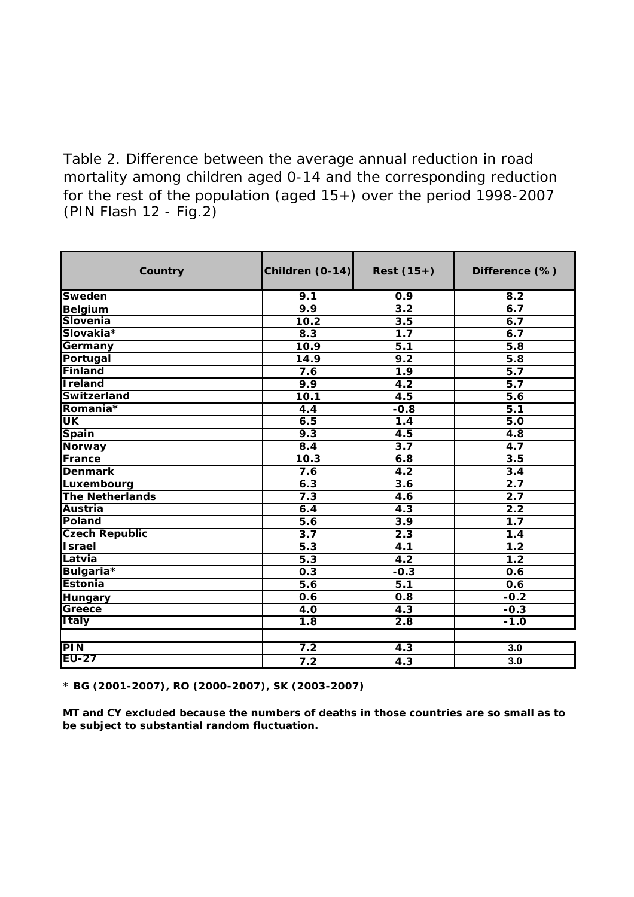Table 2. Difference between the average annual reduction in road mortality among children aged 0-14 and the corresponding reduction for the rest of the population (aged 15+) over the period 1998-2007 (PIN Flash 12 - Fig.2)

| Country | Children (0-14) | Rest (15+) | Difference (%) |
|---|---|---|---|
| **Sweden** | 9.1 | 0.9 | 8.2 |
| **Belgium** | 9.9 | 3.2 | 6.7 |
| **Slovenia** | 10.2 | 3.5 | 6.7 |
| **Slovakia*** | 8.3 | 1.7 | 6.7 |
| **Germany** | 10.9 | 5.1 | 5.8 |
| **Portugal** | 14.9 | 9.2 | 5.8 |
| **Finland** | 7.6 | 1.9 | 5.7 |
| **Ireland** | 9.9 | 4.2 | 5.7 |
| **Switzerland** | 10.1 | 4.5 | 5.6 |
| **Romania*** | 4.4 | -0.8 | 5.1 |
| **UK** | 6.5 | 1.4 | 5.0 |
| **Spain** | 9.3 | 4.5 | 4.8 |
| **Norway** | 8.4 | 3.7 | 4.7 |
| **France** | 10.3 | 6.8 | 3.5 |
| **Denmark** | 7.6 | 4.2 | 3.4 |
| **Luxembourg** | 6.3 | 3.6 | 2.7 |
| **The Netherlands** | 7.3 | 4.6 | 2.7 |
| **Austria** | 6.4 | 4.3 | 2.2 |
| **Poland** | 5.6 | 3.9 | 1.7 |
| **Czech Republic** | 3.7 | 2.3 | 1.4 |
| **Israel** | 5.3 | 4.1 | 1.2 |
| **Latvia** | 5.3 | 4.2 | 1.2 |
| **Bulgaria*** | 0.3 | -0.3 | 0.6 |
| **Estonia** | 5.6 | 5.1 | 0.6 |
| **Hungary** | 0.6 | 0.8 | -0.2 |
| **Greece** | 4.0 | 4.3 | -0.3 |
| **Italy** | 1.8 | 2.8 | -1.0 |
| | | | |
| **PIN** | 7.2 | 4.3 | 3.0 |
| **EU-27** | 7.2 | 4.3 | 3.0 |

**\* BG (2001-2007), RO (2000-2007), SK (2003-2007)**

**MT and CY excluded because the numbers of deaths in those countries are so small as to be subject to substantial random fluctuation.**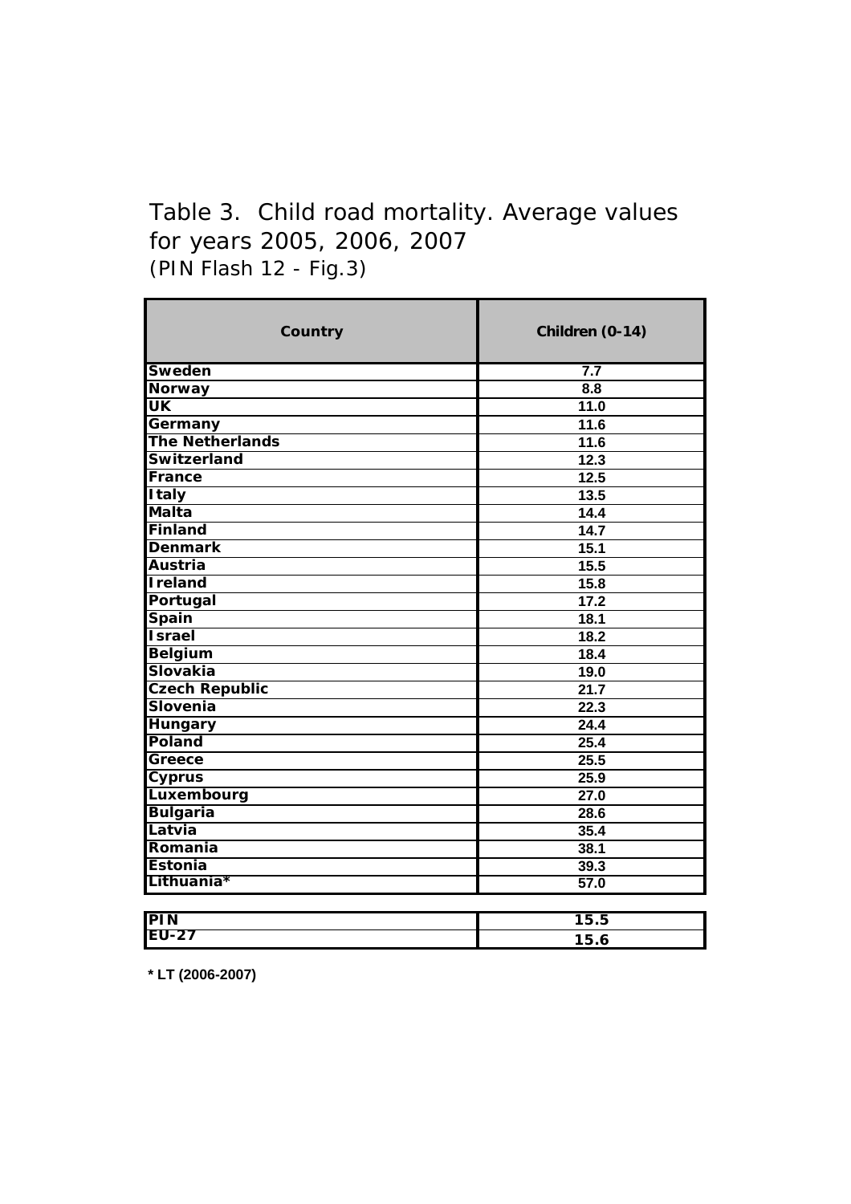# Table 3. Child road mortality. Average values for years 2005, 2006, 2007

(PIN Flash 12 - Fig.3)

| Country | Children (0-14) |
| --- | --- |
| Sweden | 7.7 |
| Norway | 8.8 |
| UK | 11.0 |
| Germany | 11.6 |
| The Netherlands | 11.6 |
| Switzerland | 12.3 |
| France | 12.5 |
| Italy | 13.5 |
| Malta | 14.4 |
| Finland | 14.7 |
| Denmark | 15.1 |
| Austria | 15.5 |
| Ireland | 15.8 |
| Portugal | 17.2 |
| Spain | 18.1 |
| Israel | 18.2 |
| Belgium | 18.4 |
| Slovakia | 19.0 |
| Czech Republic | 21.7 |
| Slovenia | 22.3 |
| Hungary | 24.4 |
| Poland | 25.4 |
| Greece | 25.5 |
| Cyprus | 25.9 |
| Luxembourg | 27.0 |
| Bulgaria | 28.6 |
| Latvia | 35.4 |
| Romania | 38.1 |
| Estonia | 39.3 |
| Lithuania* | 57.0 |
| PIN | 15.5 |
| EU-27 | 15.6 |

* LT (2006-2007)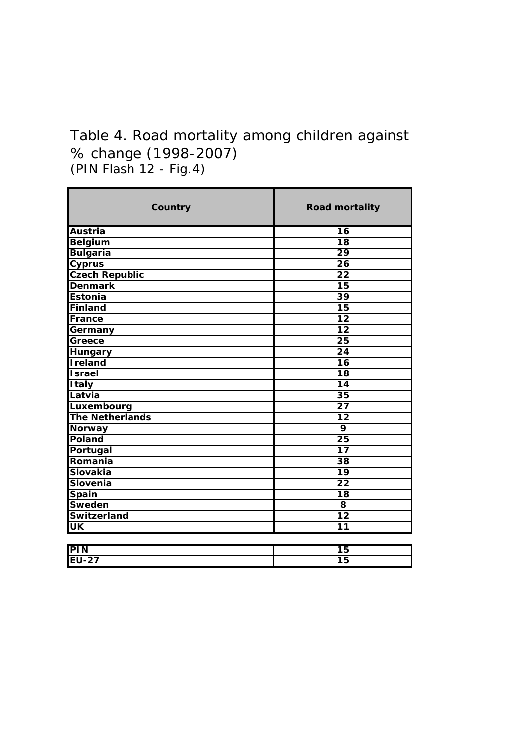Table 4. Road mortality among children against % change (1998-2007)
(PIN Flash 12 - Fig.4)

| Country | Road mortality |
|---|---|
| Austria | 16 |
| Belgium | 18 |
| Bulgaria | 29 |
| Cyprus | 26 |
| Czech Republic | 22 |
| Denmark | 15 |
| Estonia | 39 |
| Finland | 15 |
| France | 12 |
| Germany | 12 |
| Greece | 25 |
| Hungary | 24 |
| Ireland | 16 |
| Israel | 18 |
| Italy | 14 |
| Latvia | 35 |
| Luxembourg | 27 |
| The Netherlands | 12 |
| Norway | 9 |
| Poland | 25 |
| Portugal | 17 |
| Romania | 38 |
| Slovakia | 19 |
| Slovenia | 22 |
| Spain | 18 |
| Sweden | 8 |
| Switzerland | 12 |
| UK | 11 |
| PIN | 15 |
| EU-27 | 15 |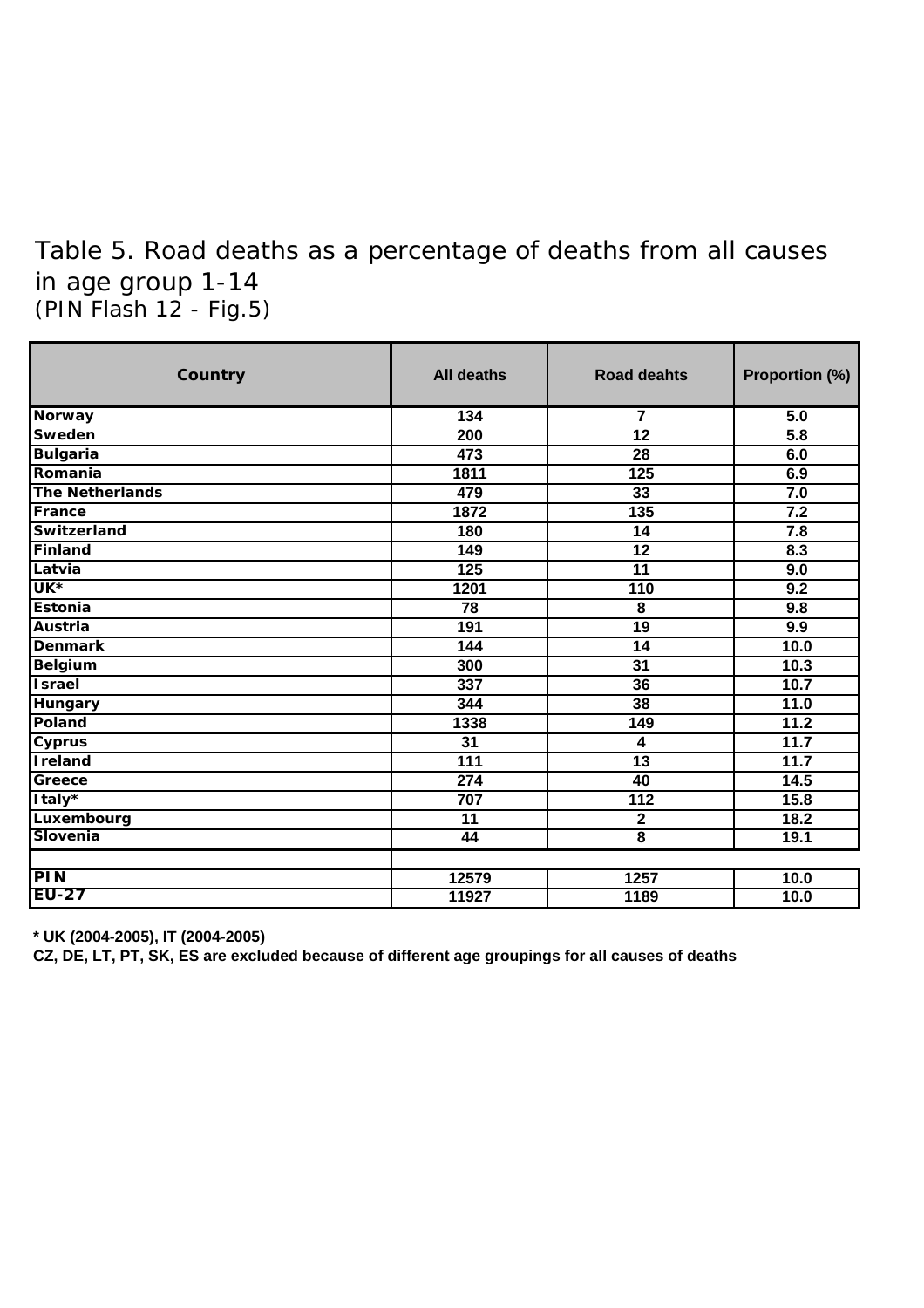Table 5. Road deaths as a percentage of deaths from all causes in age group 1-14
(PIN Flash 12 - Fig.5)

| Country | All deaths | Road deahts | Proportion (%) |
|---|---|---|---|
| Norway | 134 | 7 | 5.0 |
| Sweden | 200 | 12 | 5.8 |
| Bulgaria | 473 | 28 | 6.0 |
| Romania | 1811 | 125 | 6.9 |
| The Netherlands | 479 | 33 | 7.0 |
| France | 1872 | 135 | 7.2 |
| Switzerland | 180 | 14 | 7.8 |
| Finland | 149 | 12 | 8.3 |
| Latvia | 125 | 11 | 9.0 |
| UK* | 1201 | 110 | 9.2 |
| Estonia | 78 | 8 | 9.8 |
| Austria | 191 | 19 | 9.9 |
| Denmark | 144 | 14 | 10.0 |
| Belgium | 300 | 31 | 10.3 |
| Israel | 337 | 36 | 10.7 |
| Hungary | 344 | 38 | 11.0 |
| Poland | 1338 | 149 | 11.2 |
| Cyprus | 31 | 4 | 11.7 |
| Ireland | 111 | 13 | 11.7 |
| Greece | 274 | 40 | 14.5 |
| Italy* | 707 | 112 | 15.8 |
| Luxembourg | 11 | 2 | 18.2 |
| Slovenia | 44 | 8 | 19.1 |
| | | | |
| PIN | 12579 | 1257 | 10.0 |
| EU-27 | 11927 | 1189 | 10.0 |

**\* UK (2004-2005), IT (2004-2005)**

**CZ, DE, LT, PT, SK, ES are excluded because of different age groupings for all causes of deaths**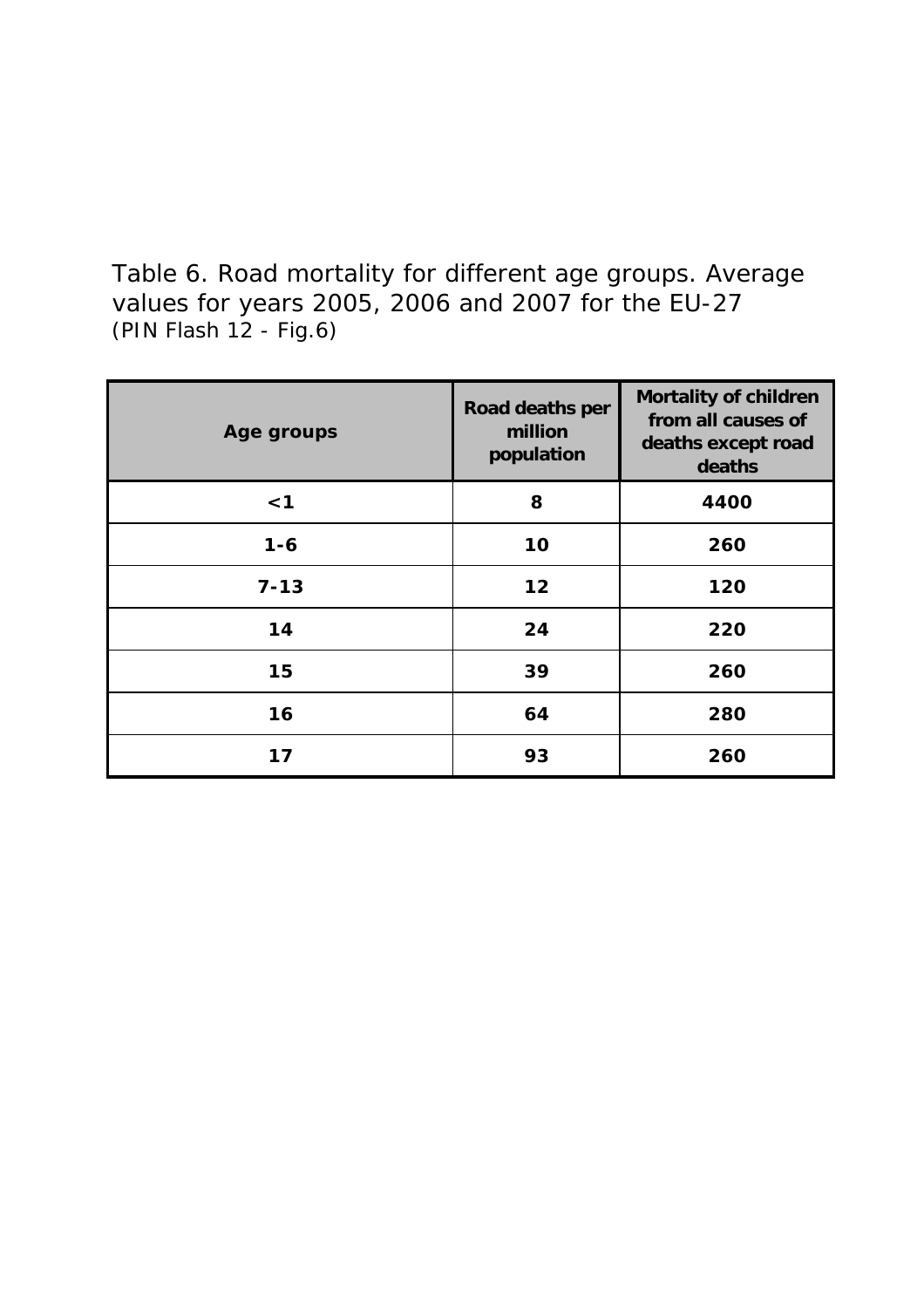Table 6. Road mortality for different age groups. Average values for years 2005, 2006 and 2007 for the EU-27
(PIN Flash 12 - Fig.6)

| Age groups | Road deaths per million population | Mortality of children from all causes of deaths except road deaths |
|---|---|---|
| <1 | 8 | 4400 |
| 1-6 | 10 | 260 |
| 7-13 | 12 | 120 |
| 14 | 24 | 220 |
| 15 | 39 | 260 |
| 16 | 64 | 280 |
| 17 | 93 | 260 |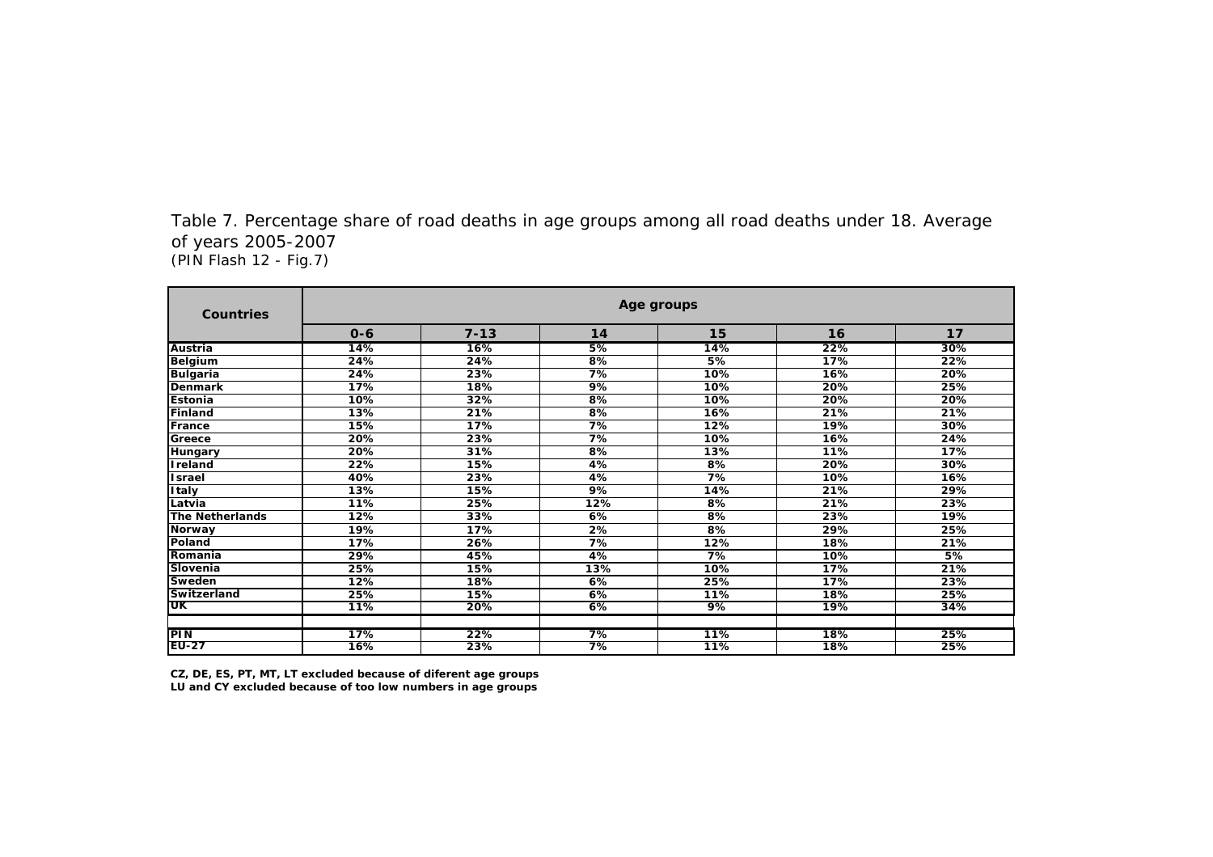Table 7. Percentage share of road deaths in age groups among all road deaths under 18. Average of years 2005-2007
(PIN Flash 12 - Fig.7)

| Countries | Age groups | | | | | |
|---|---|---|---|---|---|---|
| | 0-6 | 7-13 | 14 | 15 | 16 | 17 |
| Austria | 14% | 16% | 5% | 14% | 22% | 30% |
| Belgium | 24% | 24% | 8% | 5% | 17% | 22% |
| Bulgaria | 24% | 23% | 7% | 10% | 16% | 20% |
| Denmark | 17% | 18% | 9% | 10% | 20% | 25% |
| Estonia | 10% | 32% | 8% | 10% | 20% | 20% |
| Finland | 13% | 21% | 8% | 16% | 21% | 21% |
| France | 15% | 17% | 7% | 12% | 19% | 30% |
| Greece | 20% | 23% | 7% | 10% | 16% | 24% |
| Hungary | 20% | 31% | 8% | 13% | 11% | 17% |
| Ireland | 22% | 15% | 4% | 8% | 20% | 30% |
| Israel | 40% | 23% | 4% | 7% | 10% | 16% |
| Italy | 13% | 15% | 9% | 14% | 21% | 29% |
| Latvia | 11% | 25% | 12% | 8% | 21% | 23% |
| The Netherlands | 12% | 33% | 6% | 8% | 23% | 19% |
| Norway | 19% | 17% | 2% | 8% | 29% | 25% |
| Poland | 17% | 26% | 7% | 12% | 18% | 21% |
| Romania | 29% | 45% | 4% | 7% | 10% | 5% |
| Slovenia | 25% | 15% | 13% | 10% | 17% | 21% |
| Sweden | 12% | 18% | 6% | 25% | 17% | 23% |
| Switzerland | 25% | 15% | 6% | 11% | 18% | 25% |
| UK | 11% | 20% | 6% | 9% | 19% | 34% |
| | | | | | | |
| PIN | 17% | 22% | 7% | 11% | 18% | 25% |
| EU-27 | 16% | 23% | 7% | 11% | 18% | 25% |

**CZ, DE, ES, PT, MT, LT excluded because of diferent age groups**
**LU and CY excluded because of too low numbers in age groups**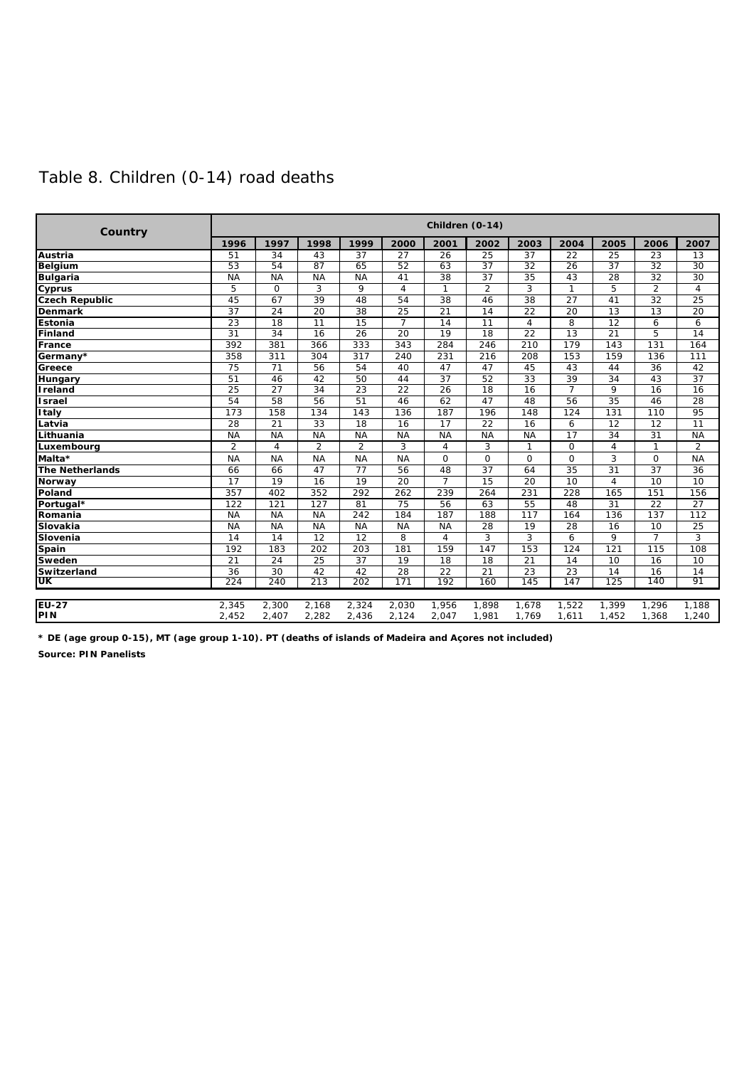# Table 8. Children (0-14) road deaths

| Country | Children (0-14) | | | | | | | | | | | |
|---|---|---|---|---|---|---|---|---|---|---|---|---|
| | 1996 | 1997 | 1998 | 1999 | 2000 | 2001 | 2002 | 2003 | 2004 | 2005 | 2006 | 2007 |
| **Austria** | 51 | 34 | 43 | 37 | 27 | 26 | 25 | 37 | 22 | 25 | 23 | 13 |
| **Belgium** | 53 | 54 | 87 | 65 | 52 | 63 | 37 | 32 | 26 | 37 | 32 | 30 |
| **Bulgaria** | NA | NA | NA | NA | 41 | 38 | 37 | 35 | 43 | 28 | 32 | 30 |
| **Cyprus** | 5 | 0 | 3 | 9 | 4 | 1 | 2 | 3 | 1 | 5 | 2 | 4 |
| **Czech Republic** | 45 | 67 | 39 | 48 | 54 | 38 | 46 | 38 | 27 | 41 | 32 | 25 |
| **Denmark** | 37 | 24 | 20 | 38 | 25 | 21 | 14 | 22 | 20 | 13 | 13 | 20 |
| **Estonia** | 23 | 18 | 11 | 15 | 7 | 14 | 11 | 4 | 8 | 12 | 6 | 6 |
| **Finland** | 31 | 34 | 16 | 26 | 20 | 19 | 18 | 22 | 13 | 21 | 5 | 14 |
| **France** | 392 | 381 | 366 | 333 | 343 | 284 | 246 | 210 | 179 | 143 | 131 | 164 |
| **Germany*** | 358 | 311 | 304 | 317 | 240 | 231 | 216 | 208 | 153 | 159 | 136 | 111 |
| **Greece** | 75 | 71 | 56 | 54 | 40 | 47 | 47 | 45 | 43 | 44 | 36 | 42 |
| **Hungary** | 51 | 46 | 42 | 50 | 44 | 37 | 52 | 33 | 39 | 34 | 43 | 37 |
| **Ireland** | 25 | 27 | 34 | 23 | 22 | 26 | 18 | 16 | 7 | 9 | 16 | 16 |
| **Israel** | 54 | 58 | 56 | 51 | 46 | 62 | 47 | 48 | 56 | 35 | 46 | 28 |
| **Italy** | 173 | 158 | 134 | 143 | 136 | 187 | 196 | 148 | 124 | 131 | 110 | 95 |
| **Latvia** | 28 | 21 | 33 | 18 | 16 | 17 | 22 | 16 | 6 | 12 | 12 | 11 |
| **Lithuania** | NA | NA | NA | NA | NA | NA | NA | NA | 17 | 34 | 31 | NA |
| **Luxembourg** | 2 | 4 | 2 | 2 | 3 | 4 | 3 | 1 | 0 | 4 | 1 | 2 |
| **Malta*** | NA | NA | NA | NA | NA | 0 | 0 | 0 | 0 | 3 | 0 | NA |
| **The Netherlands** | 66 | 66 | 47 | 77 | 56 | 48 | 37 | 64 | 35 | 31 | 37 | 36 |
| **Norway** | 17 | 19 | 16 | 19 | 20 | 7 | 15 | 20 | 10 | 4 | 10 | 10 |
| **Poland** | 357 | 402 | 352 | 292 | 262 | 239 | 264 | 231 | 228 | 165 | 151 | 156 |
| **Portugal*** | 122 | 121 | 127 | 81 | 75 | 56 | 63 | 55 | 48 | 31 | 22 | 27 |
| **Romania** | NA | NA | NA | 242 | 184 | 187 | 188 | 117 | 164 | 136 | 137 | 112 |
| **Slovakia** | NA | NA | NA | NA | NA | NA | 28 | 19 | 28 | 16 | 10 | 25 |
| **Slovenia** | 14 | 14 | 12 | 12 | 8 | 4 | 3 | 3 | 6 | 9 | 7 | 3 |
| **Spain** | 192 | 183 | 202 | 203 | 181 | 159 | 147 | 153 | 124 | 121 | 115 | 108 |
| **Sweden** | 21 | 24 | 25 | 37 | 19 | 18 | 18 | 21 | 14 | 10 | 16 | 10 |
| **Switzerland** | 36 | 30 | 42 | 42 | 28 | 22 | 21 | 23 | 23 | 14 | 16 | 14 |
| **UK** | 224 | 240 | 213 | 202 | 171 | 192 | 160 | 145 | 147 | 125 | 140 | 91 |
| **EU-27** | 2,345 | 2,300 | 2,168 | 2,324 | 2,030 | 1,956 | 1,898 | 1,678 | 1,522 | 1,399 | 1,296 | 1,188 |
| **PIN** | 2,452 | 2,407 | 2,282 | 2,436 | 2,124 | 2,047 | 1,981 | 1,769 | 1,611 | 1,452 | 1,368 | 1,240 |

**\* DE (age group 0-15), MT (age group 1-10). PT (deaths of islands of Madeira and Açores not included)**

**Source: PIN Panelists**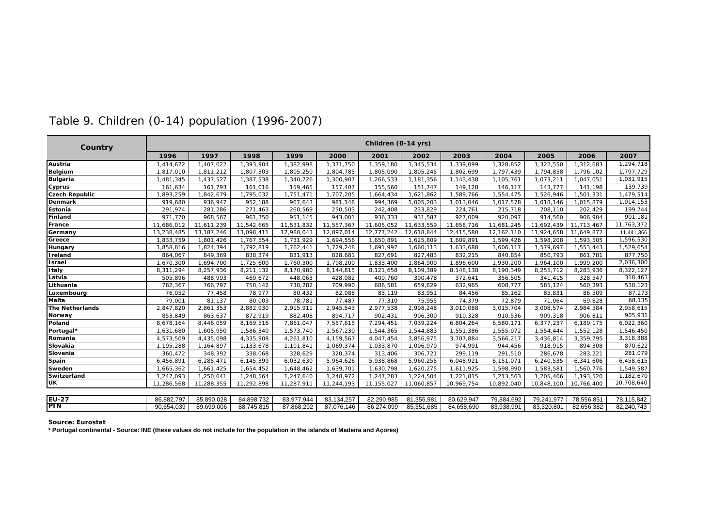# Table 9. Children (0-14) population (1996-2007)

| Country | Children (0-14 yrs) | | | | | | | | | | | |
|---|---|---|---|---|---|---|---|---|---|---|---|---|
| | 1996 | 1997 | 1998 | 1999 | 2000 | 2001 | 2002 | 2003 | 2004 | 2005 | 2006 | 2007 |
| **Austria** | 1,414,622 | 1,407,022 | 1,393,904 | 1,382,998 | 1,371,750 | 1,359,180 | 1,345,534 | 1,339,099 | 1,328,852 | 1,322,550 | 1,312,683 | 1,294,718 |
| **Belgium** | 1,817,010 | 1,811,212 | 1,807,303 | 1,805,250 | 1,804,785 | 1,805,090 | 1,805,245 | 1,802,699 | 1,797,439 | 1,794,858 | 1,796,102 | 1,797,729 |
| **Bulgaria** | 1,481,345 | 1,437,527 | 1,387,538 | 1,340,726 | 1,300,907 | 1,266,533 | 1,181,356 | 1,143,438 | 1,105,761 | 1,073,211 | 1,047,051 | 1,031,915 |
| **Cyprus** | 161,634 | 161,793 | 161,016 | 159,465 | 157,407 | 155,560 | 151,747 | 149,128 | 146,117 | 143,777 | 141,198 | 139,739 |
| **Czech Republic** | 1,893,259 | 1,842,679 | 1,795,032 | 1,751,471 | 1,707,205 | 1,664,434 | 1,621,862 | 1,589,766 | 1,554,475 | 1,526,946 | 1,501,331 | 1,479,514 |
| **Denmark** | 919,680 | 936,947 | 952,188 | 967,643 | 981,148 | 994,369 | 1,005,203 | 1,013,046 | 1,017,578 | 1,018,146 | 1,015,879 | 1,014,153 |
| **Estonia** | 291,974 | 281,286 | 271,463 | 260,569 | 250,503 | 242,408 | 233,829 | 224,761 | 215,718 | 208,110 | 202,429 | 199,744 |
| **Finland** | 971,770 | 968,567 | 961,350 | 951,145 | 943,001 | 936,333 | 931,587 | 927,009 | 920,097 | 914,560 | 906,904 | 901,181 |
| **France** | 11,686,012 | 11,611,239 | 11,542,665 | 11,531,832 | 11,557,367 | 11,605,052 | 11,633,559 | 11,658,716 | 11,681,245 | 11,692,439 | 11,713,467 | 11,763,372 |
| **Germany** | 13,238,485 | 13,187,246 | 13,098,411 | 12,980,043 | 12,897,014 | 12,777,242 | 12,618,844 | 12,415,580 | 12,162,110 | 11,924,658 | 11,649,872 | 11,441,366 |
| **Greece** | 1,833,759 | 1,801,426 | 1,767,554 | 1,731,929 | 1,694,556 | 1,650,891 | 1,625,809 | 1,609,891 | 1,599,426 | 1,598,208 | 1,593,505 | 1,596,530 |
| **Hungary** | 1,858,816 | 1,824,394 | 1,792,819 | 1,762,441 | 1,729,248 | 1,691,997 | 1,660,113 | 1,633,688 | 1,606,117 | 1,579,697 | 1,553,443 | 1,529,654 |
| **Ireland** | 864,067 | 849,369 | 838,374 | 831,913 | 828,681 | 827,691 | 827,483 | 832,215 | 840,854 | 850,793 | 861,781 | 877,750 |
| **Israel** | 1,670,300 | 1,694,700 | 1,725,600 | 1,760,300 | 1,798,200 | 1,833,400 | 1,864,900 | 1,896,600 | 1,930,200 | 1,964,100 | 1,999,200 | 2,036,300 |
| **Italy** | 8,311,294 | 8,257,936 | 8,211,132 | 8,170,980 | 8,144,815 | 8,121,658 | 8,109,389 | 8,148,138 | 8,190,349 | 8,255,712 | 8,283,936 | 8,322,127 |
| **Latvia** | 505,896 | 488,993 | 469,672 | 448,063 | 428,082 | 409,760 | 390,478 | 372,641 | 356,505 | 341,415 | 328,547 | 318,463 |
| **Lithuania** | 782,367 | 766,797 | 750,142 | 730,282 | 709,990 | 686,581 | 659,629 | 632,965 | 608,777 | 585,124 | 560,393 | 538,123 |
| **Luxembourg** | 76,052 | 77,458 | 78,977 | 80,432 | 82,088 | 83,119 | 83,951 | 84,456 | 85,162 | 85,831 | 86,509 | 87,273 |
| **Malta** | 79,001 | 81,137 | 80,003 | 78,781 | 77,487 | 77,310 | 75,955 | 74,379 | 72,879 | 71,064 | 69,828 | 68,135 |
| **The Netherlands** | 2,847,820 | 2,861,353 | 2,882,930 | 2,915,911 | 2,945,543 | 2,977,538 | 2,998,248 | 3,010,088 | 3,015,704 | 3,008,574 | 2,984,584 | 2,958,615 |
| **Norway** | 853,849 | 863,637 | 872,919 | 882,408 | 894,717 | 902,431 | 906,300 | 910,328 | 910,536 | 909,318 | 906,811 | 905,931 |
| **Poland** | 8,678,164 | 8,446,059 | 8,169,516 | 7,861,047 | 7,557,615 | 7,294,451 | 7,039,224 | 6,804,264 | 6,580,171 | 6,377,237 | 6,189,175 | 6,022,360 |
| **Portugal*** | 1,631,680 | 1,605,950 | 1,586,340 | 1,573,740 | 1,567,230 | 1,544,365 | 1,544,883 | 1,551,386 | 1,555,072 | 1,554,444 | 1,552,128 | 1,546,450 |
| **Romania** | 4,573,509 | 4,435,098 | 4,335,908 | 4,261,810 | 4,159,567 | 4,047,454 | 3,856,975 | 3,707,884 | 3,566,217 | 3,436,814 | 3,359,795 | 3,318,388 |
| **Slovakia** | 1,195,288 | 1,164,897 | 1,133,678 | 1,101,841 | 1,069,374 | 1,033,870 | 1,006,970 | 974,991 | 944,456 | 918,915 | 894,308 | 870,622 |
| **Slovenia** | 360,472 | 348,392 | 338,068 | 328,629 | 320,374 | 313,406 | 306,721 | 299,119 | 291,510 | 286,678 | 283,221 | 281,079 |
| **Spain** | 6,456,891 | 6,285,471 | 6,145,399 | 6,032,630 | 5,964,626 | 5,938,868 | 5,960,255 | 6,048,921 | 6,151,071 | 6,240,535 | 6,341,606 | 6,458,615 |
| **Sweden** | 1,665,362 | 1,661,425 | 1,654,452 | 1,648,462 | 1,639,701 | 1,630,798 | 1,620,275 | 1,611,925 | 1,598,990 | 1,583,581 | 1,560,776 | 1,549,587 |
| **Switzerland** | 1,247,093 | 1,250,641 | 1,248,564 | 1,247,640 | 1,248,972 | 1,247,283 | 1,224,504 | 1,221,815 | 1,213,563 | 1,205,406 | 1,193,520 | 1,182,670 |
| **UK** | 11,286,568 | 11,288,355 | 11,292,898 | 11,287,911 | 11,244,193 | 11,155,027 | 11,060,857 | 10,969,754 | 10,892,040 | 10,848,100 | 10,766,400 | 10,708,640 |
| **EU-27** | 86,882,797 | 85,890,028 | 84,898,732 | 83,977,944 | 83,134,257 | 82,290,985 | 81,355,981 | 80,629,947 | 79,884,692 | 79,241,977 | 78,556,851 | 78,115,842 |
| **PIN** | 90,654,039 | 89,699,006 | 88,745,815 | 87,868,292 | 87,076,146 | 86,274,099 | 85,351,685 | 84,658,690 | 83,938,991 | 83,320,801 | 82,656,382 | 82,240,743 |

**Source: Eurostat**

**\* Portugal continental - Source: INE (these values do not include for the population in the islands of Madeira and Açores)**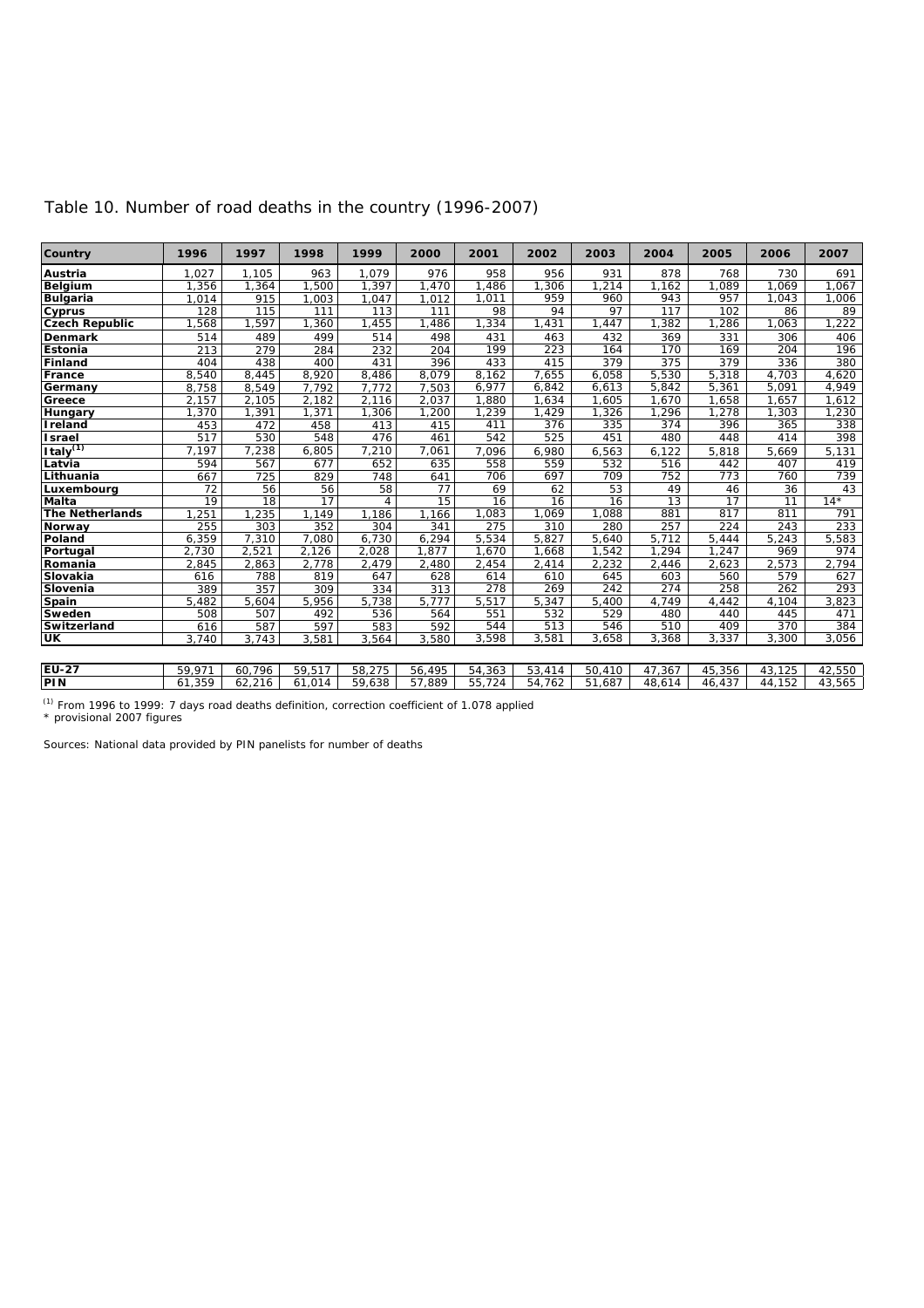Table 10. Number of road deaths in the country (1996-2007)

| Country | 1996 | 1997 | 1998 | 1999 | 2000 | 2001 | 2002 | 2003 | 2004 | 2005 | 2006 | 2007 |
|---|---|---|---|---|---|---|---|---|---|---|---|---|
| **Austria** | 1,027 | 1,105 | 963 | 1,079 | 976 | 958 | 956 | 931 | 878 | 768 | 730 | 691 |
| **Belgium** | 1,356 | 1,364 | 1,500 | 1,397 | 1,470 | 1,486 | 1,306 | 1,214 | 1,162 | 1,089 | 1,069 | 1,067 |
| **Bulgaria** | 1,014 | 915 | 1,003 | 1,047 | 1,012 | 1,011 | 959 | 960 | 943 | 957 | 1,043 | 1,006 |
| **Cyprus** | 128 | 115 | 111 | 113 | 111 | 98 | 94 | 97 | 117 | 102 | 86 | 89 |
| **Czech Republic** | 1,568 | 1,597 | 1,360 | 1,455 | 1,486 | 1,334 | 1,431 | 1,447 | 1,382 | 1,286 | 1,063 | 1,222 |
| **Denmark** | 514 | 489 | 499 | 514 | 498 | 431 | 463 | 432 | 369 | 331 | 306 | 406 |
| **Estonia** | 213 | 279 | 284 | 232 | 204 | 199 | 223 | 164 | 170 | 169 | 204 | 196 |
| **Finland** | 404 | 438 | 400 | 431 | 396 | 433 | 415 | 379 | 375 | 379 | 336 | 380 |
| **France** | 8,540 | 8,445 | 8,920 | 8,486 | 8,079 | 8,162 | 7,655 | 6,058 | 5,530 | 5,318 | 4,703 | 4,620 |
| **Germany** | 8,758 | 8,549 | 7,792 | 7,772 | 7,503 | 6,977 | 6,842 | 6,613 | 5,842 | 5,361 | 5,091 | 4,949 |
| **Greece** | 2,157 | 2,105 | 2,182 | 2,116 | 2,037 | 1,880 | 1,634 | 1,605 | 1,670 | 1,658 | 1,657 | 1,612 |
| **Hungary** | 1,370 | 1,391 | 1,371 | 1,306 | 1,200 | 1,239 | 1,429 | 1,326 | 1,296 | 1,278 | 1,303 | 1,230 |
| **Ireland** | 453 | 472 | 458 | 413 | 415 | 411 | 376 | 335 | 374 | 396 | 365 | 338 |
| **Israel** | 517 | 530 | 548 | 476 | 461 | 542 | 525 | 451 | 480 | 448 | 414 | 398 |
| **Italy[(1)]** | 7,197 | 7,238 | 6,805 | 7,210 | 7,061 | 7,096 | 6,980 | 6,563 | 6,122 | 5,818 | 5,669 | 5,131 |
| **Latvia** | 594 | 567 | 677 | 652 | 635 | 558 | 559 | 532 | 516 | 442 | 407 | 419 |
| **Lithuania** | 667 | 725 | 829 | 748 | 641 | 706 | 697 | 709 | 752 | 773 | 760 | 739 |
| **Luxembourg** | 72 | 56 | 56 | 58 | 77 | 69 | 62 | 53 | 49 | 46 | 36 | 43 |
| **Malta** | 19 | 18 | 17 | 4 | 15 | 16 | 16 | 16 | 13 | 17 | 11 | 14* |
| **The Netherlands** | 1,251 | 1,235 | 1,149 | 1,186 | 1,166 | 1,083 | 1,069 | 1,088 | 881 | 817 | 811 | 791 |
| **Norway** | 255 | 303 | 352 | 304 | 341 | 275 | 310 | 280 | 257 | 224 | 243 | 233 |
| **Poland** | 6,359 | 7,310 | 7,080 | 6,730 | 6,294 | 5,534 | 5,827 | 5,640 | 5,712 | 5,444 | 5,243 | 5,583 |
| **Portugal** | 2,730 | 2,521 | 2,126 | 2,028 | 1,877 | 1,670 | 1,668 | 1,542 | 1,294 | 1,247 | 969 | 974 |
| **Romania** | 2,845 | 2,863 | 2,778 | 2,479 | 2,480 | 2,454 | 2,414 | 2,232 | 2,446 | 2,623 | 2,573 | 2,794 |
| **Slovakia** | 616 | 788 | 819 | 647 | 628 | 614 | 610 | 645 | 603 | 560 | 579 | 627 |
| **Slovenia** | 389 | 357 | 309 | 334 | 313 | 278 | 269 | 242 | 274 | 258 | 262 | 293 |
| **Spain** | 5,482 | 5,604 | 5,956 | 5,738 | 5,777 | 5,517 | 5,347 | 5,400 | 4,749 | 4,442 | 4,104 | 3,823 |
| **Sweden** | 508 | 507 | 492 | 536 | 564 | 551 | 532 | 529 | 480 | 440 | 445 | 471 |
| **Switzerland** | 616 | 587 | 597 | 583 | 592 | 544 | 513 | 546 | 510 | 409 | 370 | 384 |
| **UK** | 3,740 | 3,743 | 3,581 | 3,564 | 3,580 | 3,598 | 3,581 | 3,658 | 3,368 | 3,337 | 3,300 | 3,056 |
| | | | | | | | | | | | | |
| **EU-27** | 59,971 | 60,796 | 59,517 | 58,275 | 56,495 | 54,363 | 53,414 | 50,410 | 47,367 | 45,356 | 43,125 | 42,550 |
| **PIN** | 61,359 | 62,216 | 61,014 | 59,638 | 57,889 | 55,724 | 54,762 | 51,687 | 48,614 | 46,437 | 44,152 | 43,565 |

(1) From 1996 to 1999: 7 days road deaths definition, correction coefficient of 1.078 applied
* provisional 2007 figures

Sources: National data provided by PIN panelists for number of deaths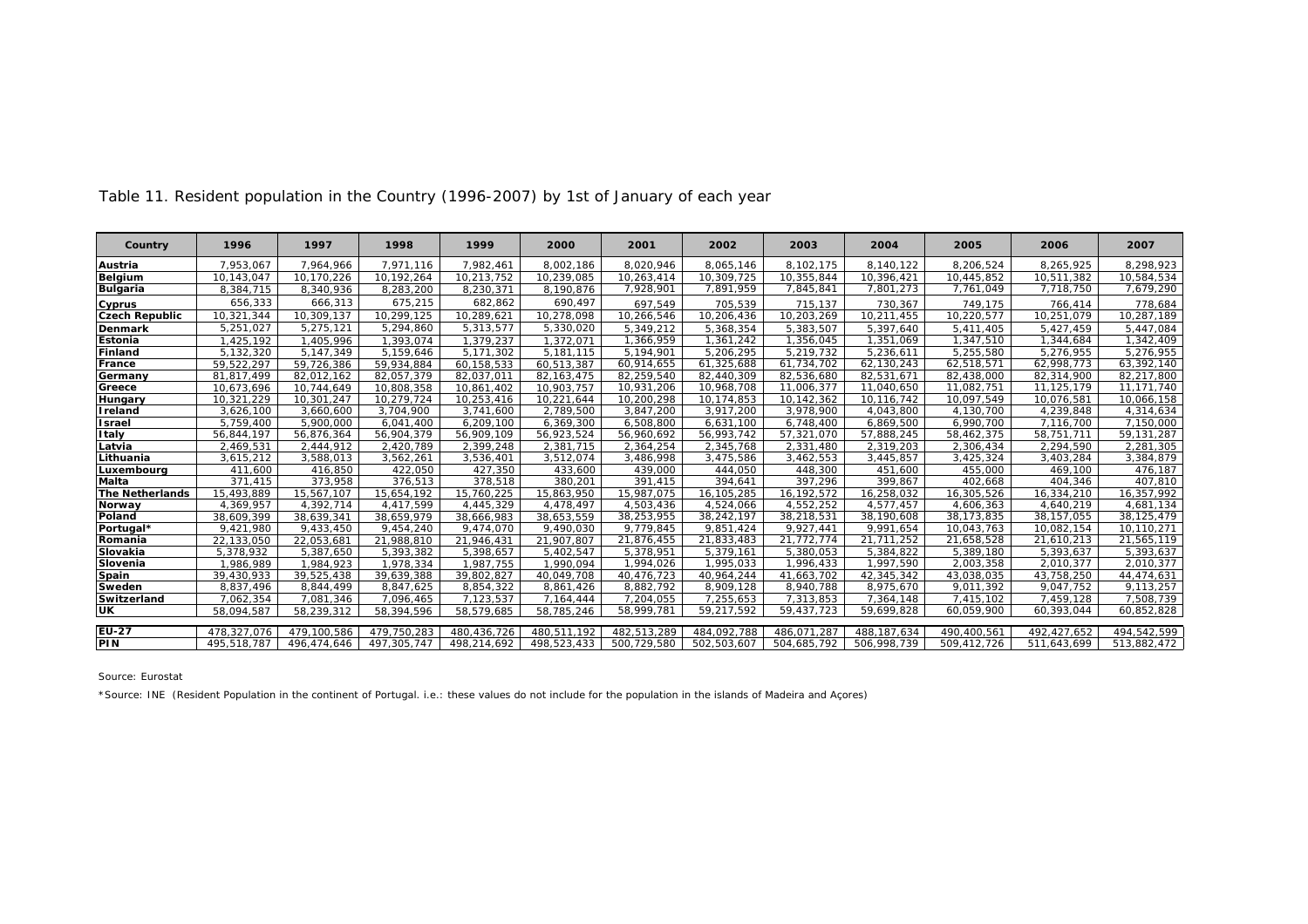Table 11. Resident population in the Country (1996-2007) by 1st of January of each year

| Country | 1996 | 1997 | 1998 | 1999 | 2000 | 2001 | 2002 | 2003 | 2004 | 2005 | 2006 | 2007 |
|---|---|---|---|---|---|---|---|---|---|---|---|---|
| **Austria** | 7,953,067 | 7,964,966 | 7,971,116 | 7,982,461 | 8,002,186 | 8,020,946 | 8,065,146 | 8,102,175 | 8,140,122 | 8,206,524 | 8,265,925 | 8,298,923 |
| **Belgium** | 10,143,047 | 10,170,226 | 10,192,264 | 10,213,752 | 10,239,085 | 10,263,414 | 10,309,725 | 10,355,844 | 10,396,421 | 10,445,852 | 10,511,382 | 10,584,534 |
| **Bulgaria** | 8,384,715 | 8,340,936 | 8,283,200 | 8,230,371 | 8,190,876 | 7,928,901 | 7,891,959 | 7,845,841 | 7,801,273 | 7,761,049 | 7,718,750 | 7,679,290 |
| **Cyprus** | 656,333 | 666,313 | 675,215 | 682,862 | 690,497 | 697,549 | 705,539 | 715,137 | 730,367 | 749,175 | 766,414 | 778,684 |
| **Czech Republic** | 10,321,344 | 10,309,137 | 10,299,125 | 10,289,621 | 10,278,098 | 10,266,546 | 10,206,436 | 10,203,269 | 10,211,455 | 10,220,577 | 10,251,079 | 10,287,189 |
| **Denmark** | 5,251,027 | 5,275,121 | 5,294,860 | 5,313,577 | 5,330,020 | 5,349,212 | 5,368,354 | 5,383,507 | 5,397,640 | 5,411,405 | 5,427,459 | 5,447,084 |
| **Estonia** | 1,425,192 | 1,405,996 | 1,393,074 | 1,379,237 | 1,372,071 | 1,366,959 | 1,361,242 | 1,356,045 | 1,351,069 | 1,347,510 | 1,344,684 | 1,342,409 |
| **Finland** | 5,132,320 | 5,147,349 | 5,159,646 | 5,171,302 | 5,181,115 | 5,194,901 | 5,206,295 | 5,219,732 | 5,236,611 | 5,255,580 | 5,276,955 | 5,276,955 |
| **France** | 59,522,297 | 59,726,386 | 59,934,884 | 60,158,533 | 60,513,387 | 60,914,655 | 61,325,688 | 61,734,702 | 62,130,243 | 62,518,571 | 62,998,773 | 63,392,140 |
| **Germany** | 81,817,499 | 82,012,162 | 82,057,379 | 82,037,011 | 82,163,475 | 82,259,540 | 82,440,309 | 82,536,680 | 82,531,671 | 82,438,000 | 82,314,900 | 82,217,800 |
| **Greece** | 10,673,696 | 10,744,649 | 10,808,358 | 10,861,402 | 10,903,757 | 10,931,206 | 10,968,708 | 11,006,377 | 11,040,650 | 11,082,751 | 11,125,179 | 11,171,740 |
| **Hungary** | 10,321,229 | 10,301,247 | 10,279,724 | 10,253,416 | 10,221,644 | 10,200,298 | 10,174,853 | 10,142,362 | 10,116,742 | 10,097,549 | 10,076,581 | 10,066,158 |
| **Ireland** | 3,626,100 | 3,660,600 | 3,704,900 | 3,741,600 | 2,789,500 | 3,847,200 | 3,917,200 | 3,978,900 | 4,043,800 | 4,130,700 | 4,239,848 | 4,314,634 |
| **Israel** | 5,759,400 | 5,900,000 | 6,041,400 | 6,209,100 | 6,369,300 | 6,508,800 | 6,631,100 | 6,748,400 | 6,869,500 | 6,990,700 | 7,116,700 | 7,150,000 |
| **Italy** | 56,844,197 | 56,876,364 | 56,904,379 | 56,909,109 | 56,923,524 | 56,960,692 | 56,993,742 | 57,321,070 | 57,888,245 | 58,462,375 | 58,751,711 | 59,131,287 |
| **Latvia** | 2,469,531 | 2,444,912 | 2,420,789 | 2,399,248 | 2,381,715 | 2,364,254 | 2,345,768 | 2,331,480 | 2,319,203 | 2,306,434 | 2,294,590 | 2,281,305 |
| **Lithuania** | 3,615,212 | 3,588,013 | 3,562,261 | 3,536,401 | 3,512,074 | 3,486,998 | 3,475,586 | 3,462,553 | 3,445,857 | 3,425,324 | 3,403,284 | 3,384,879 |
| **Luxembourg** | 411,600 | 416,850 | 422,050 | 427,350 | 433,600 | 439,000 | 444,050 | 448,300 | 451,600 | 455,000 | 469,100 | 476,187 |
| **Malta** | 371,415 | 373,958 | 376,513 | 378,518 | 380,201 | 391,415 | 394,641 | 397,296 | 399,867 | 402,668 | 404,346 | 407,810 |
| **The Netherlands** | 15,493,889 | 15,567,107 | 15,654,192 | 15,760,225 | 15,863,950 | 15,987,075 | 16,105,285 | 16,192,572 | 16,258,032 | 16,305,526 | 16,334,210 | 16,357,992 |
| **Norway** | 4,369,957 | 4,392,714 | 4,417,599 | 4,445,329 | 4,478,497 | 4,503,436 | 4,524,066 | 4,552,252 | 4,577,457 | 4,606,363 | 4,640,219 | 4,681,134 |
| **Poland** | 38,609,399 | 38,639,341 | 38,659,979 | 38,666,983 | 38,653,559 | 38,253,955 | 38,242,197 | 38,218,531 | 38,190,608 | 38,173,835 | 38,157,055 | 38,125,479 |
| **Portugal*** | 9,421,980 | 9,433,450 | 9,454,240 | 9,474,070 | 9,490,030 | 9,779,845 | 9,851,424 | 9,927,441 | 9,991,654 | 10,043,763 | 10,082,154 | 10,110,271 |
| **Romania** | 22,133,050 | 22,053,681 | 21,988,810 | 21,946,431 | 21,907,807 | 21,876,455 | 21,833,483 | 21,772,774 | 21,711,252 | 21,658,528 | 21,610,213 | 21,565,119 |
| **Slovakia** | 5,378,932 | 5,387,650 | 5,393,382 | 5,398,657 | 5,402,547 | 5,378,951 | 5,379,161 | 5,380,053 | 5,384,822 | 5,389,180 | 5,393,637 | 5,393,637 |
| **Slovenia** | 1,986,989 | 1,984,923 | 1,978,334 | 1,987,755 | 1,990,094 | 1,994,026 | 1,995,033 | 1,996,433 | 1,997,590 | 2,003,358 | 2,010,377 | 2,010,377 |
| **Spain** | 39,430,933 | 39,525,438 | 39,639,388 | 39,802,827 | 40,049,708 | 40,476,723 | 40,964,244 | 41,663,702 | 42,345,342 | 43,038,035 | 43,758,250 | 44,474,631 |
| **Sweden** | 8,837,496 | 8,844,499 | 8,847,625 | 8,854,322 | 8,861,426 | 8,882,792 | 8,909,128 | 8,940,788 | 8,975,670 | 9,011,392 | 9,047,752 | 9,113,257 |
| **Switzerland** | 7,062,354 | 7,081,346 | 7,096,465 | 7,123,537 | 7,164,444 | 7,204,055 | 7,255,653 | 7,313,853 | 7,364,148 | 7,415,102 | 7,459,128 | 7,508,739 |
| **UK** | 58,094,587 | 58,239,312 | 58,394,596 | 58,579,685 | 58,785,246 | 58,999,781 | 59,217,592 | 59,437,723 | 59,699,828 | 60,059,900 | 60,393,044 | 60,852,828 |
| **EU-27** | 478,327,076 | 479,100,586 | 479,750,283 | 480,436,726 | 480,511,192 | 482,513,289 | 484,092,788 | 486,071,287 | 488,187,634 | 490,400,561 | 492,427,652 | 494,542,599 |
| **PIN** | 495,518,787 | 496,474,646 | 497,305,747 | 498,214,692 | 498,523,433 | 500,729,580 | 502,503,607 | 504,685,792 | 506,998,739 | 509,412,726 | 511,643,699 | 513,882,472 |

Source: Eurostat

*Source: INE (Resident Population in the continent of Portugal. i.e.: these values do not include for the population in the islands of Madeira and Açores)